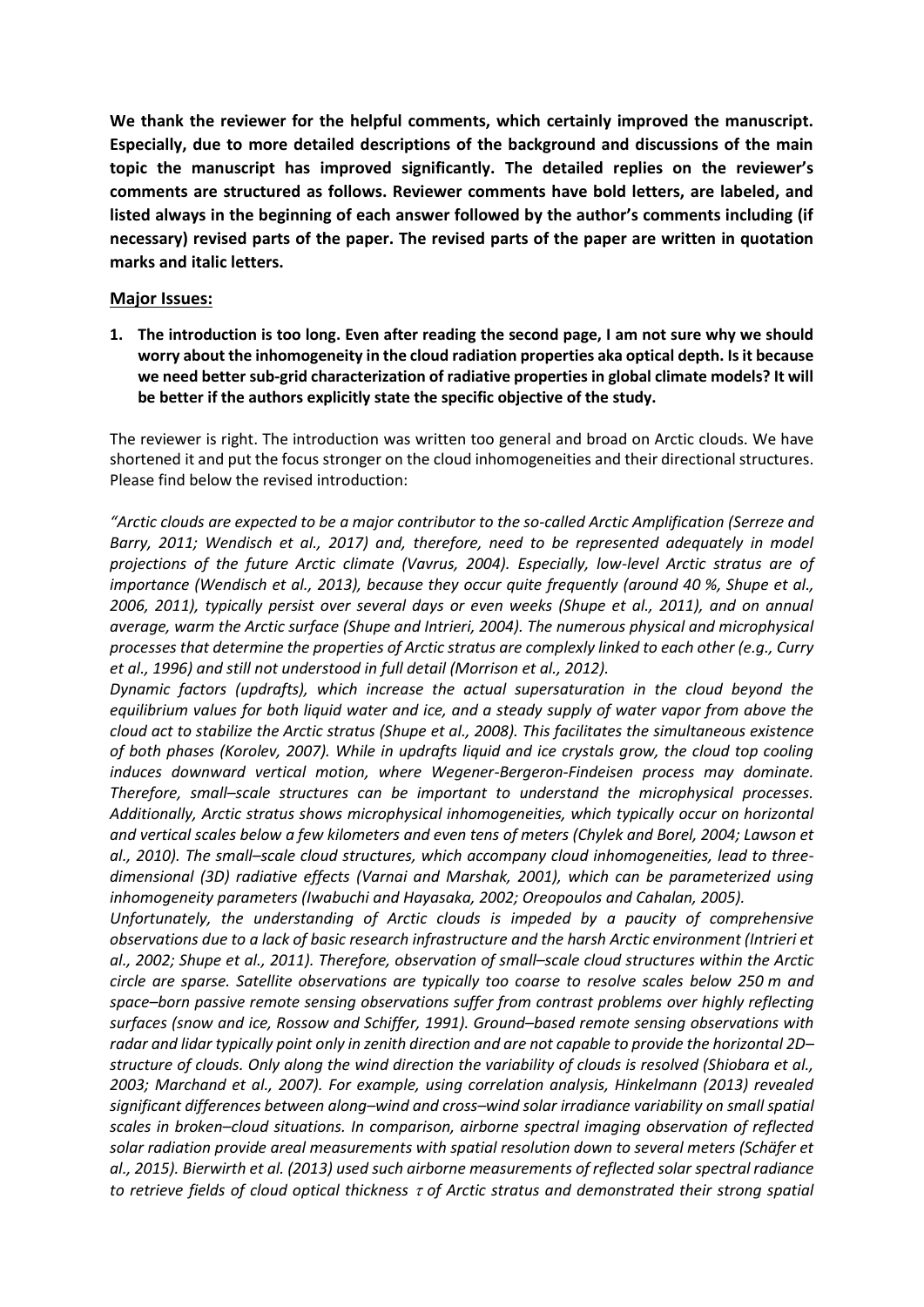**We thank the reviewer for the helpful comments, which certainly improved the manuscript. Especially, due to more detailed descriptions of the background and discussions of the main topic the manuscript has improved significantly. The detailed replies on the reviewer's comments are structured as follows. Reviewer comments have bold letters, are labeled, and listed always in the beginning of each answer followed by the author's comments including (if necessary) revised parts of the paper. The revised parts of the paper are written in quotation marks and italic letters.**

## Major Issues:

1. **The introduction is too long. Even after reading the second page, I am not sure why we should worry about the inhomogeneity in the cloud radiation properties aka optical depth. Is it because we need better sub-grid characterization of radiative properties in global climate models? It will be better if the authors explicitly state the specific objective of the study.**

The reviewer is right. The introduction was written too general and broad on Arctic clouds. We have shortened it and put the focus stronger on the cloud inhomogeneities and their directional structures. Please find below the revised introduction:

*"Arctic clouds are expected to be a major contributor to the so-called Arctic Amplification (Serreze and Barry, 2011; Wendisch et al., 2017) and, therefore, need to be represented adequately in model projections of the future Arctic climate (Vavrus, 2004). Especially, low-level Arctic stratus are of importance (Wendisch et al., 2013), because they occur quite frequently (around 40 %, Shupe et al., 2006, 2011), typically persist over several days or even weeks (Shupe et al., 2011), and on annual average, warm the Arctic surface (Shupe and Intrieri, 2004). The numerous physical and microphysical processes that determine the properties of Arctic stratus are complexly linked to each other (e.g., Curry et al., 1996) and still not understood in full detail (Morrison et al., 2012).*

*Dynamic factors (updrafts), which increase the actual supersaturation in the cloud beyond the equilibrium values for both liquid water and ice, and a steady supply of water vapor from above the cloud act to stabilize the Arctic stratus (Shupe et al., 2008). This facilitates the simultaneous existence of both phases (Korolev, 2007). While in updrafts liquid and ice crystals grow, the cloud top cooling induces downward vertical motion, where Wegener-Bergeron-Findeisen process may dominate. Therefore, small–scale structures can be important to understand the microphysical processes. Additionally, Arctic stratus shows microphysical inhomogeneities, which typically occur on horizontal and vertical scales below a few kilometers and even tens of meters (Chylek and Borel, 2004; Lawson et al., 2010). The small–scale cloud structures, which accompany cloud inhomogeneities, lead to three-dimensional (3D) radiative effects (Varnai and Marshak, 2001), which can be parameterized using inhomogeneity parameters (Iwabuchi and Hayasaka, 2002; Oreopoulos and Cahalan, 2005).*

*Unfortunately, the understanding of Arctic clouds is impeded by a paucity of comprehensive observations due to a lack of basic research infrastructure and the harsh Arctic environment (Intrieri et al., 2002; Shupe et al., 2011). Therefore, observation of small–scale cloud structures within the Arctic circle are sparse. Satellite observations are typically too coarse to resolve scales below 250 m and space–born passive remote sensing observations suffer from contrast problems over highly reflecting surfaces (snow and ice, Rossow and Schiffer, 1991). Ground–based remote sensing observations with radar and lidar typically point only in zenith direction and are not capable to provide the horizontal 2D–structure of clouds. Only along the wind direction the variability of clouds is resolved (Shiobara et al., 2003; Marchand et al., 2007). For example, using correlation analysis, Hinkelmann (2013) revealed significant differences between along–wind and cross–wind solar irradiance variability on small spatial scales in broken–cloud situations. In comparison, airborne spectral imaging observation of reflected solar radiation provide areal measurements with spatial resolution down to several meters (Schäfer et al., 2015). Bierwirth et al. (2013) used such airborne measurements of reflected solar spectral radiance to retrieve fields of cloud optical thickness $\tau$ of Arctic stratus and demonstrated their strong spatial*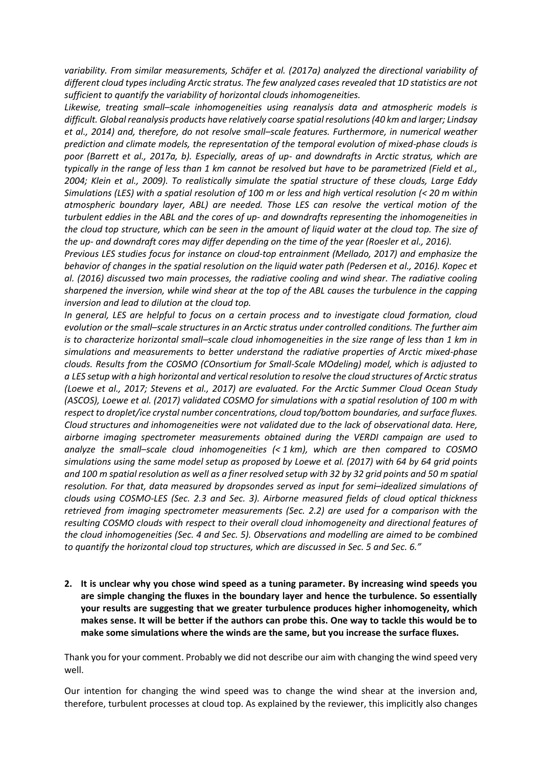*variability. From similar measurements, Schäfer et al. (2017a) analyzed the directional variability of different cloud types including Arctic stratus. The few analyzed cases revealed that 1D statistics are not sufficient to quantify the variability of horizontal clouds inhomogeneities.*

*Likewise, treating small–scale inhomogeneities using reanalysis data and atmospheric models is difficult. Global reanalysis products have relatively coarse spatial resolutions (40 km and larger; Lindsay et al., 2014) and, therefore, do not resolve small–scale features. Furthermore, in numerical weather prediction and climate models, the representation of the temporal evolution of mixed-phase clouds is poor (Barrett et al., 2017a, b). Especially, areas of up- and downdrafts in Arctic stratus, which are typically in the range of less than 1 km cannot be resolved but have to be parametrized (Field et al., 2004; Klein et al., 2009). To realistically simulate the spatial structure of these clouds, Large Eddy Simulations (LES) with a spatial resolution of 100 m or less and high vertical resolution (< 20 m within atmospheric boundary layer, ABL) are needed. Those LES can resolve the vertical motion of the turbulent eddies in the ABL and the cores of up- and downdrafts representing the inhomogeneities in the cloud top structure, which can be seen in the amount of liquid water at the cloud top. The size of the up- and downdraft cores may differ depending on the time of the year (Roesler et al., 2016).*

*Previous LES studies focus for instance on cloud-top entrainment (Mellado, 2017) and emphasize the behavior of changes in the spatial resolution on the liquid water path (Pedersen et al., 2016). Kopec et al. (2016) discussed two main processes, the radiative cooling and wind shear. The radiative cooling sharpened the inversion, while wind shear at the top of the ABL causes the turbulence in the capping inversion and lead to dilution at the cloud top.*

*In general, LES are helpful to focus on a certain process and to investigate cloud formation, cloud evolution or the small–scale structures in an Arctic stratus under controlled conditions. The further aim is to characterize horizontal small–scale cloud inhomogeneities in the size range of less than 1 km in simulations and measurements to better understand the radiative properties of Arctic mixed-phase clouds. Results from the COSMO (COnsortium for Small-Scale MOdeling) model, which is adjusted to a LES setup with a high horizontal and vertical resolution to resolve the cloud structures of Arctic stratus (Loewe et al., 2017; Stevens et al., 2017) are evaluated. For the Arctic Summer Cloud Ocean Study (ASCOS), Loewe et al. (2017) validated COSMO for simulations with a spatial resolution of 100 m with respect to droplet/ice crystal number concentrations, cloud top/bottom boundaries, and surface fluxes. Cloud structures and inhomogeneities were not validated due to the lack of observational data. Here, airborne imaging spectrometer measurements obtained during the VERDI campaign are used to analyze the small–scale cloud inhomogeneities (< 1 km), which are then compared to COSMO simulations using the same model setup as proposed by Loewe et al. (2017) with 64 by 64 grid points and 100 m spatial resolution as well as a finer resolved setup with 32 by 32 grid points and 50 m spatial resolution. For that, data measured by dropsondes served as input for semi–idealized simulations of clouds using COSMO-LES (Sec. 2.3 and Sec. 3). Airborne measured fields of cloud optical thickness retrieved from imaging spectrometer measurements (Sec. 2.2) are used for a comparison with the resulting COSMO clouds with respect to their overall cloud inhomogeneity and directional features of the cloud inhomogeneities (Sec. 4 and Sec. 5). Observations and modelling are aimed to be combined to quantify the horizontal cloud top structures, which are discussed in Sec. 5 and Sec. 6."*

2. **It is unclear why you chose wind speed as a tuning parameter. By increasing wind speeds you are simple changing the fluxes in the boundary layer and hence the turbulence. So essentially your results are suggesting that we greater turbulence produces higher inhomogeneity, which makes sense. It will be better if the authors can probe this. One way to tackle this would be to make some simulations where the winds are the same, but you increase the surface fluxes.**

Thank you for your comment. Probably we did not describe our aim with changing the wind speed very well.

Our intention for changing the wind speed was to change the wind shear at the inversion and, therefore, turbulent processes at cloud top. As explained by the reviewer, this implicitly also changes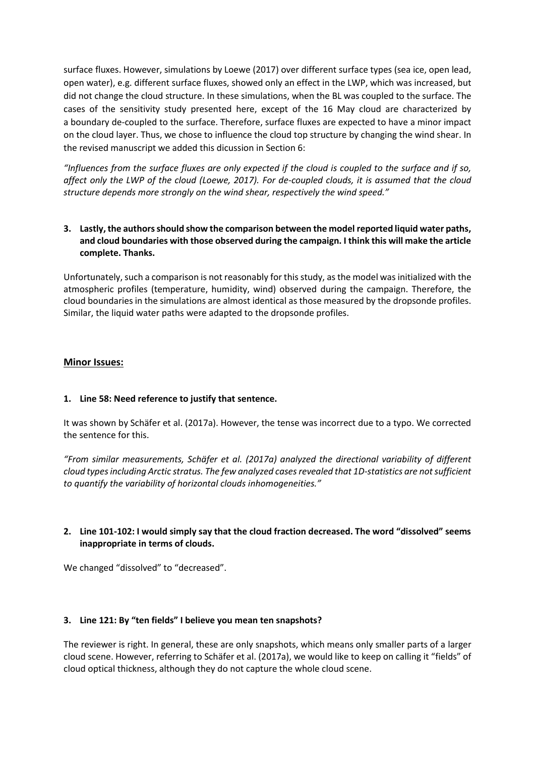surface fluxes. However, simulations by Loewe (2017) over different surface types (sea ice, open lead, open water), e.g. different surface fluxes, showed only an effect in the LWP, which was increased, but did not change the cloud structure. In these simulations, when the BL was coupled to the surface. The cases of the sensitivity study presented here, except of the 16 May cloud are characterized by a boundary de-coupled to the surface. Therefore, surface fluxes are expected to have a minor impact on the cloud layer. Thus, we chose to influence the cloud top structure by changing the wind shear. In the revised manuscript we added this dicussion in Section 6:

*"Influences from the surface fluxes are only expected if the cloud is coupled to the surface and if so, affect only the LWP of the cloud (Loewe, 2017). For de-coupled clouds, it is assumed that the cloud structure depends more strongly on the wind shear, respectively the wind speed."*

**3. Lastly, the authors should show the comparison between the model reported liquid water paths, and cloud boundaries with those observed during the campaign. I think this will make the article complete. Thanks.**

Unfortunately, such a comparison is not reasonably for this study, as the model was initialized with the atmospheric profiles (temperature, humidity, wind) observed during the campaign. Therefore, the cloud boundaries in the simulations are almost identical as those measured by the dropsonde profiles. Similar, the liquid water paths were adapted to the dropsonde profiles.

## Minor Issues:

**1. Line 58: Need reference to justify that sentence.**

It was shown by Schäfer et al. (2017a). However, the tense was incorrect due to a typo. We corrected the sentence for this.

*"From similar measurements, Schäfer et al. (2017a) analyzed the directional variability of different cloud types including Arctic stratus. The few analyzed cases revealed that 1D-statistics are not sufficient to quantify the variability of horizontal clouds inhomogeneities."*

**2. Line 101-102: I would simply say that the cloud fraction decreased. The word "dissolved" seems inappropriate in terms of clouds.**

We changed "dissolved" to "decreased".

**3. Line 121: By "ten fields" I believe you mean ten snapshots?**

The reviewer is right. In general, these are only snapshots, which means only smaller parts of a larger cloud scene. However, referring to Schäfer et al. (2017a), we would like to keep on calling it "fields" of cloud optical thickness, although they do not capture the whole cloud scene.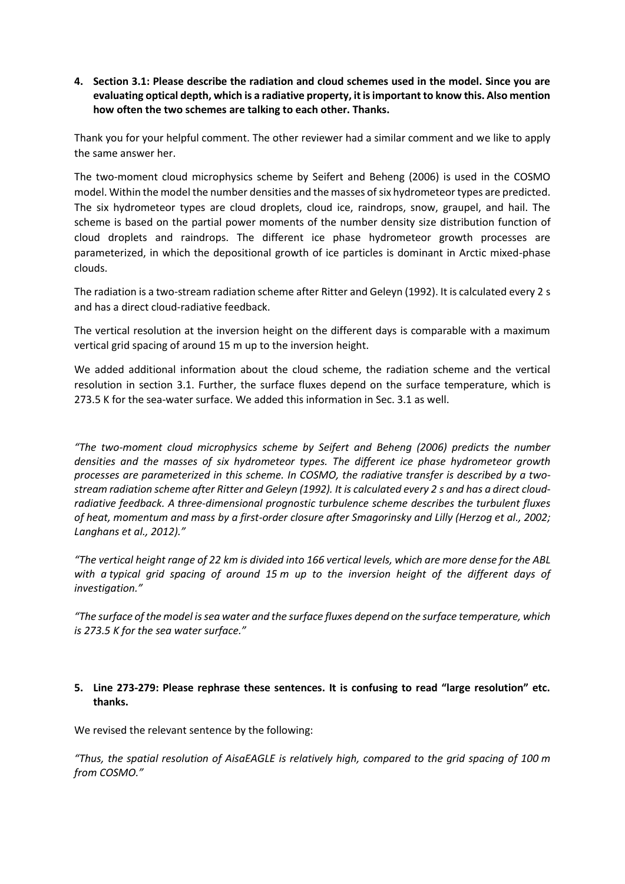**4. Section 3.1: Please describe the radiation and cloud schemes used in the model. Since you are evaluating optical depth, which is a radiative property, it is important to know this. Also mention how often the two schemes are talking to each other. Thanks.**

Thank you for your helpful comment. The other reviewer had a similar comment and we like to apply the same answer her.

The two-moment cloud microphysics scheme by Seifert and Beheng (2006) is used in the COSMO model. Within the model the number densities and the masses of six hydrometeor types are predicted. The six hydrometeor types are cloud droplets, cloud ice, raindrops, snow, graupel, and hail. The scheme is based on the partial power moments of the number density size distribution function of cloud droplets and raindrops. The different ice phase hydrometeor growth processes are parameterized, in which the depositional growth of ice particles is dominant in Arctic mixed-phase clouds.

The radiation is a two-stream radiation scheme after Ritter and Geleyn (1992). It is calculated every 2 s and has a direct cloud-radiative feedback.

The vertical resolution at the inversion height on the different days is comparable with a maximum vertical grid spacing of around 15 m up to the inversion height.

We added additional information about the cloud scheme, the radiation scheme and the vertical resolution in section 3.1. Further, the surface fluxes depend on the surface temperature, which is 273.5 K for the sea-water surface. We added this information in Sec. 3.1 as well.

*"The two-moment cloud microphysics scheme by Seifert and Beheng (2006) predicts the number densities and the masses of six hydrometeor types. The different ice phase hydrometeor growth processes are parameterized in this scheme. In COSMO, the radiative transfer is described by a two-stream radiation scheme after Ritter and Geleyn (1992). It is calculated every 2 s and has a direct cloud-radiative feedback. A three-dimensional prognostic turbulence scheme describes the turbulent fluxes of heat, momentum and mass by a first-order closure after Smagorinsky and Lilly (Herzog et al., 2002; Langhans et al., 2012)."*

*"The vertical height range of 22 km is divided into 166 vertical levels, which are more dense for the ABL with a typical grid spacing of around 15 m up to the inversion height of the different days of investigation."*

*"The surface of the model is sea water and the surface fluxes depend on the surface temperature, which is 273.5 K for the sea water surface."*

**5. Line 273-279: Please rephrase these sentences. It is confusing to read "large resolution" etc. thanks.**

We revised the relevant sentence by the following:

*"Thus, the spatial resolution of AisaEAGLE is relatively high, compared to the grid spacing of 100 m from COSMO."*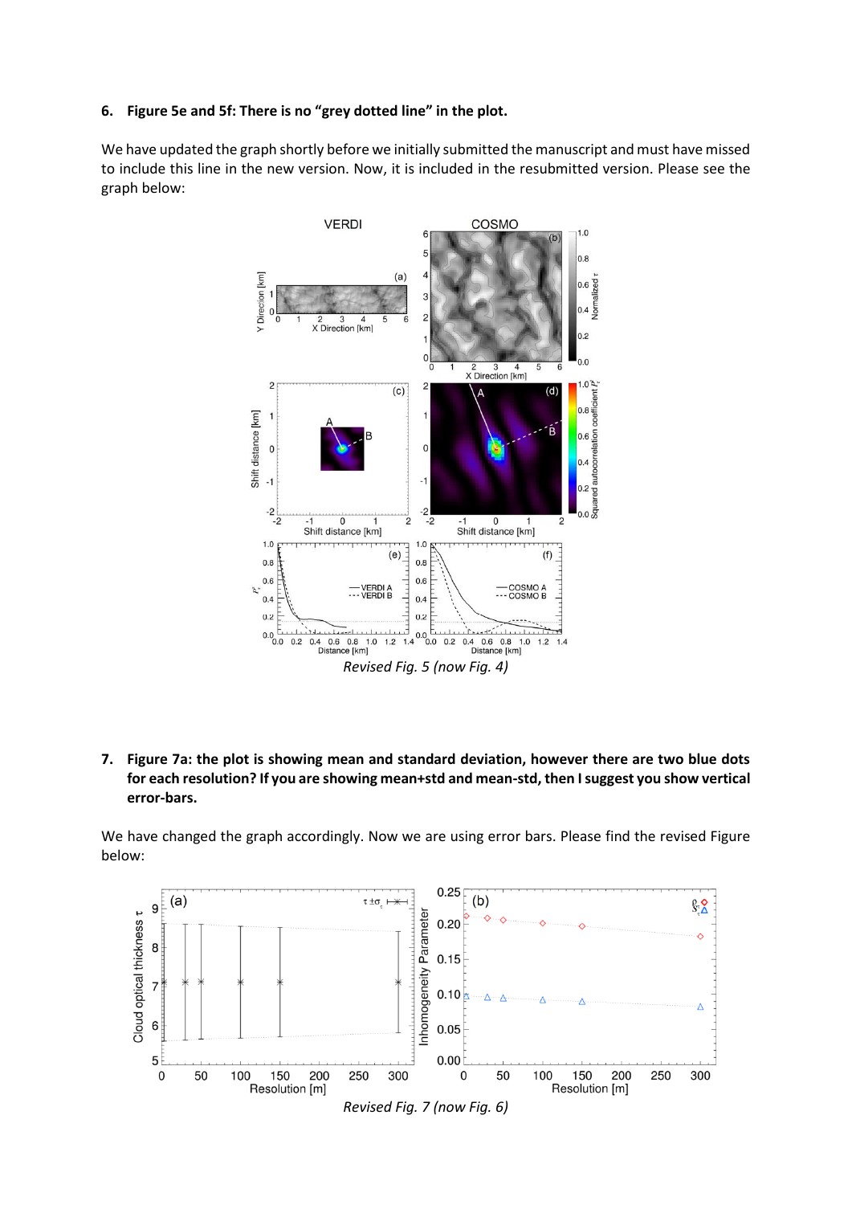**6. Figure 5e and 5f: There is no "grey dotted line" in the plot.**

We have updated the graph shortly before we initially submitted the manuscript and must have missed to include this line in the new version. Now, it is included in the resubmitted version. Please see the graph below:

VERDI

COSMO

(a)

(b)

(c)

(d)

(e)

(f)

Y Direction [km]

X Direction [km]

Normalized τ

Shift distance [km]

Squared autocorrelation coefficient $r_s^2$

$r_s^2$

Distance [km]

A

B

VERDI A

VERDI B

COSMO A

COSMO B

*Revised Fig. 5 (now Fig. 4)*

**7. Figure 7a: the plot is showing mean and standard deviation, however there are two blue dots for each resolution? If you are showing mean+std and mean-std, then I suggest you show vertical error-bars.**

We have changed the graph accordingly. Now we are using error bars. Please find the revised Figure below:

(a)

(b)

Cloud optical thickness τ

Inhomogeneity Parameter

Resolution [m]

$\tau \pm \sigma_\tau$

$\rho_\tau$

$S_\tau$

*Revised Fig. 7 (now Fig. 6)*